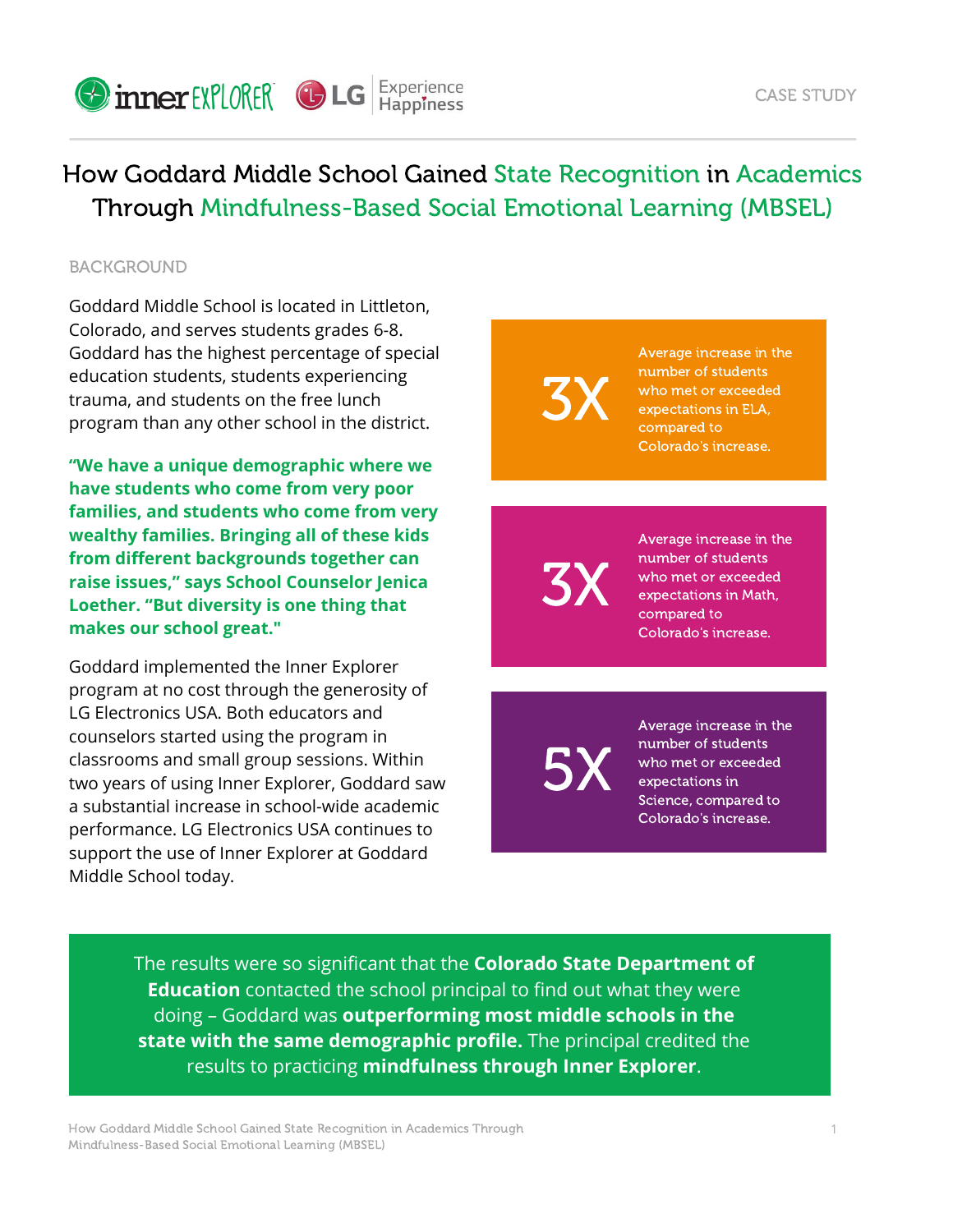CASE STUDY

# How Goddard Middle School Gained State Recognition in Academics Through Mindfulness-Based Social Emotional Learning (MBSEL)

## BACKGROUND

Goddard Middle School is located in Littleton, Colorado, and serves students grades 6-8. Goddard has the highest percentage of special education students, students experiencing trauma, and students on the free lunch program than any other school in the district.

**"We have a unique demographic where we have students who come from very poor families, and students who come from very wealthy families. Bringing all of these kids from different backgrounds together can raise issues," says School Counselor Jenica Loether. "But diversity is one thing that makes our school great."**

Goddard implemented the Inner Explorer program at no cost through the generosity of LG Electronics USA. Both educators and counselors started using the program in classrooms and small group sessions. Within two years of using Inner Explorer, Goddard saw a substantial increase in school-wide academic performance. LG Electronics USA continues to support the use of Inner Explorer at Goddard Middle School today.

**3X** Average increase in the number of students who met or exceeded expectations in ELA, compared to Colorado's increase.

**3X** Average increase in the number of students who met or exceeded expectations in Math, compared to Colorado's increase.

**5X** Average increase in the number of students who met or exceeded expectations in Science, compared to Colorado's increase.

The results were so significant that the **Colorado State Department of Education** contacted the school principal to find out what they were doing – Goddard was **outperforming most middle schools in the state with the same demographic profile.** The principal credited the results to practicing **mindfulness through Inner Explorer**.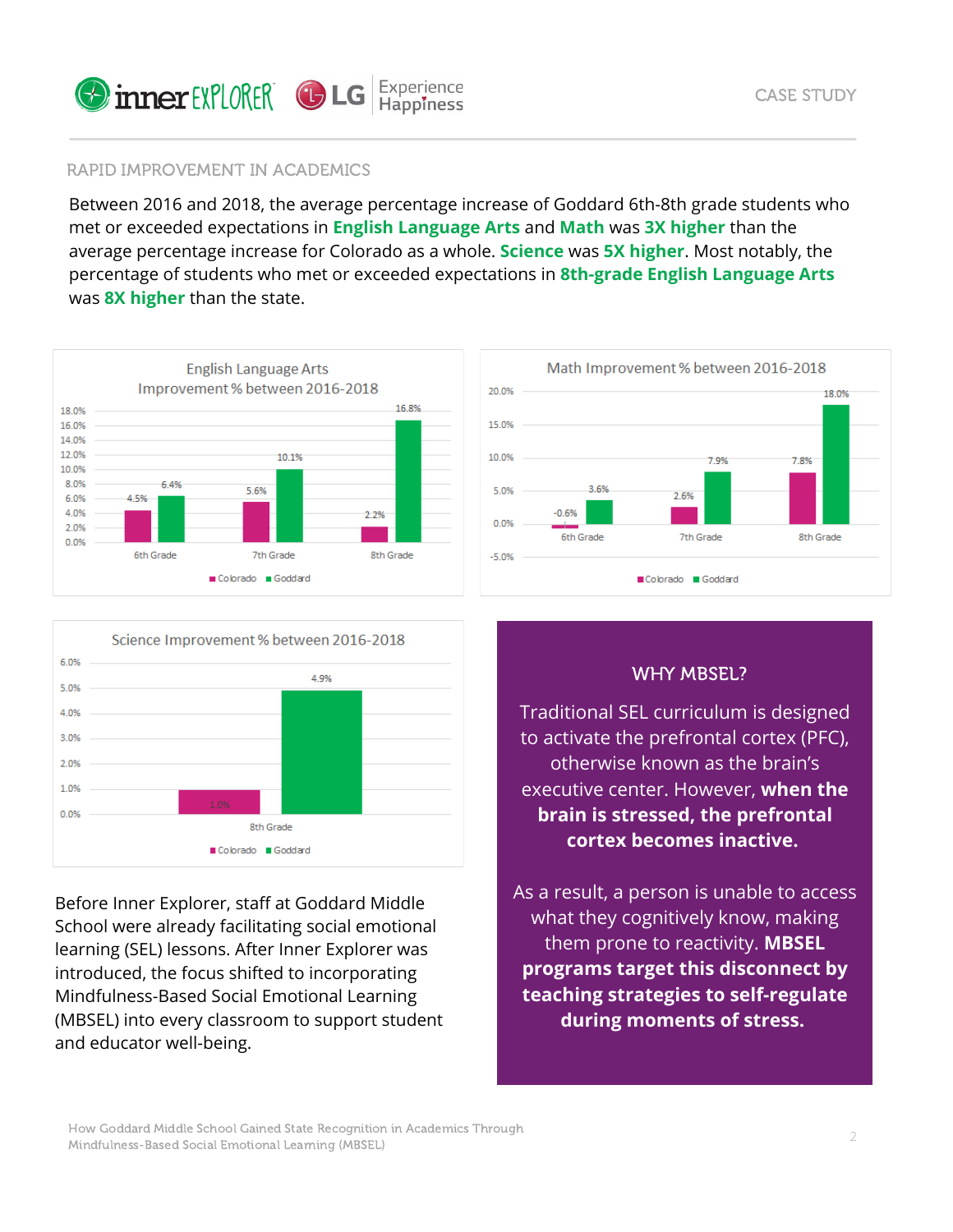## RAPID IMPROVEMENT IN ACADEMICS

Between 2016 and 2018, the average percentage increase of Goddard 6th-8th grade students who met or exceeded expectations in **English Language Arts** and **Math** was **3X higher** than the average percentage increase for Colorado as a whole. **Science** was **5X higher**. Most notably, the percentage of students who met or exceeded expectations in **8th-grade English Language Arts** was **8X higher** than the state.

**English Language Arts Improvement % between 2016-2018**

| | Colorado | Goddard |
|---|---|---|
| 6th Grade | 4.5% | 6.4% |
| 7th Grade | 5.6% | 10.1% |
| 8th Grade | 2.2% | 16.8% |

**Math Improvement % between 2016-2018**

| | Colorado | Goddard |
|---|---|---|
| 6th Grade | -0.6% | 3.6% |
| 7th Grade | 2.6% | 7.9% |
| 8th Grade | 7.8% | 18.0% |

**Science Improvement % between 2016-2018**

| | Colorado | Goddard |
|---|---|---|
| 8th Grade | 1.0% | 4.9% |

Before Inner Explorer, staff at Goddard Middle School were already facilitating social emotional learning (SEL) lessons. After Inner Explorer was introduced, the focus shifted to incorporating Mindfulness-Based Social Emotional Learning (MBSEL) into every classroom to support student and educator well-being.

### WHY MBSEL?

Traditional SEL curriculum is designed to activate the prefrontal cortex (PFC), otherwise known as the brain's executive center. However, **when the brain is stressed, the prefrontal cortex becomes inactive.**

As a result, a person is unable to access what they cognitively know, making them prone to reactivity. **MBSEL programs target this disconnect by teaching strategies to self-regulate during moments of stress.**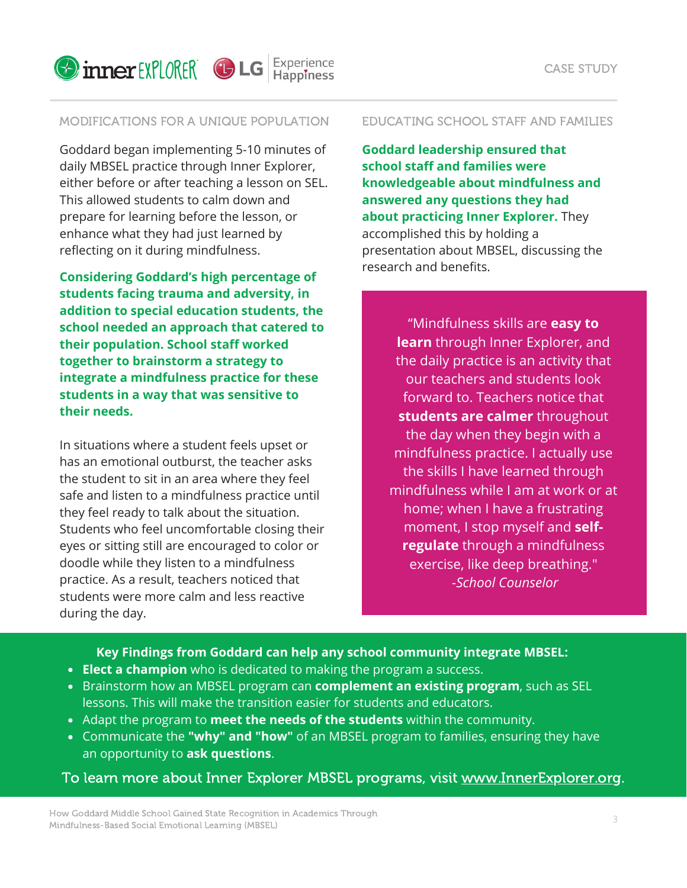## MODIFICATIONS FOR A UNIQUE POPULATION

Goddard began implementing 5-10 minutes of daily MBSEL practice through Inner Explorer, either before or after teaching a lesson on SEL. This allowed students to calm down and prepare for learning before the lesson, or enhance what they had just learned by reflecting on it during mindfulness.

**Considering Goddard's high percentage of students facing trauma and adversity, in addition to special education students, the school needed an approach that catered to their population. School staff worked together to brainstorm a strategy to integrate a mindfulness practice for these students in a way that was sensitive to their needs.**

In situations where a student feels upset or has an emotional outburst, the teacher asks the student to sit in an area where they feel safe and listen to a mindfulness practice until they feel ready to talk about the situation. Students who feel uncomfortable closing their eyes or sitting still are encouraged to color or doodle while they listen to a mindfulness practice. As a result, teachers noticed that students were more calm and less reactive during the day.

## EDUCATING SCHOOL STAFF AND FAMILIES

**Goddard leadership ensured that school staff and families were knowledgeable about mindfulness and answered any questions they had about practicing Inner Explorer.** They accomplished this by holding a presentation about MBSEL, discussing the research and benefits.

> "Mindfulness skills are **easy to learn** through Inner Explorer, and the daily practice is an activity that our teachers and students look forward to. Teachers notice that **students are calmer** throughout the day when they begin with a mindfulness practice. I actually use the skills I have learned through mindfulness while I am at work or at home; when I have a frustrating moment, I stop myself and **self-regulate** through a mindfulness exercise, like deep breathing."
> *-School Counselor*

**Key Findings from Goddard can help any school community integrate MBSEL:**

- **Elect a champion** who is dedicated to making the program a success.
- Brainstorm how an MBSEL program can **complement an existing program**, such as SEL lessons. This will make the transition easier for students and educators.
- Adapt the program to **meet the needs of the students** within the community.
- Communicate the **"why" and "how"** of an MBSEL program to families, ensuring they have an opportunity to **ask questions**.

To learn more about Inner Explorer MBSEL programs, visit www.InnerExplorer.org.